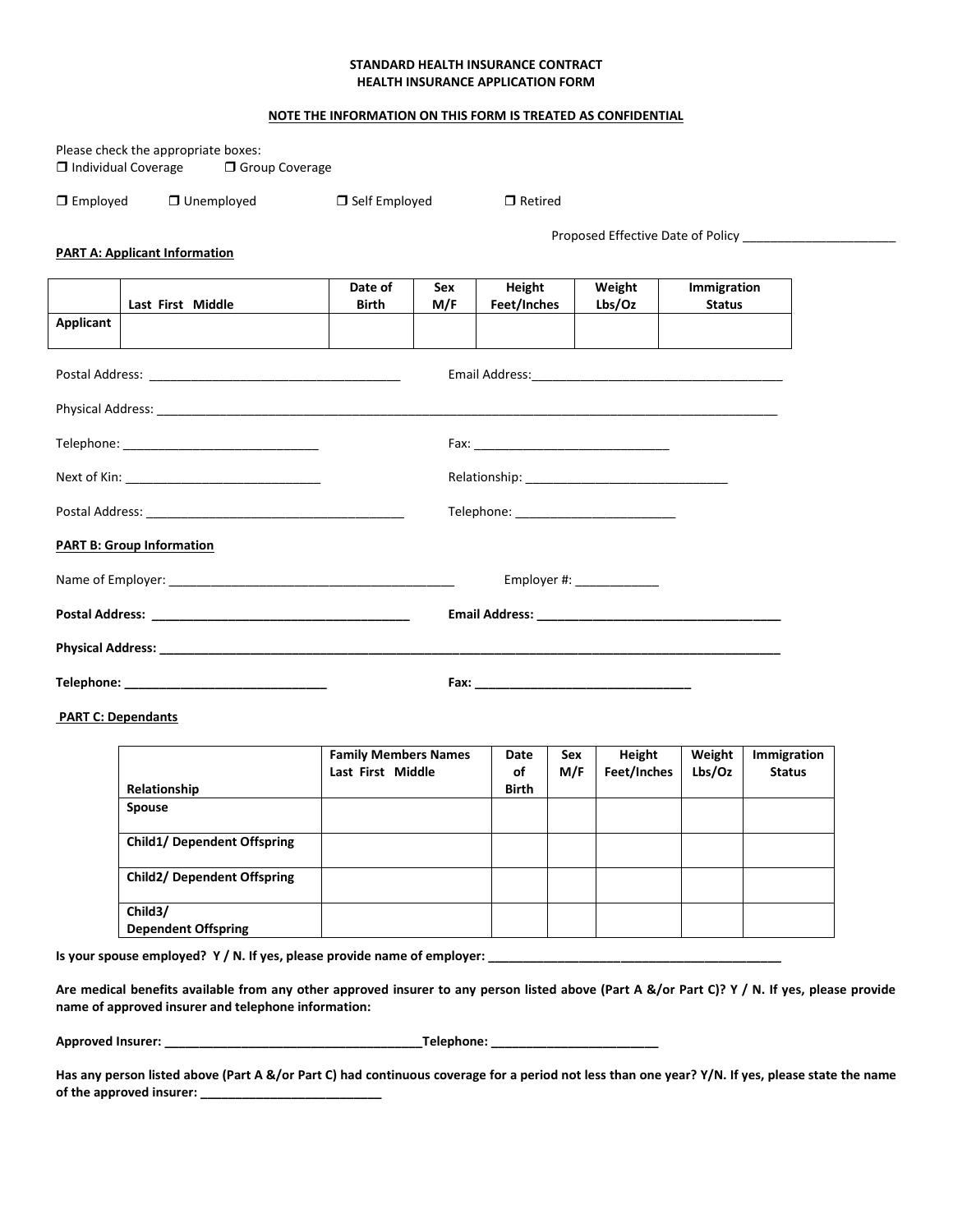**STANDARD HEALTH INSURANCE CONTRACT**
**HEALTH INSURANCE APPLICATION FORM**

**NOTE THE INFORMATION ON THIS FORM IS TREATED AS CONFIDENTIAL**

Please check the appropriate boxes:
❒ Individual Coverage ❒ Group Coverage

❒ Employed ❒ Unemployed ❒ Self Employed ❒ Retired

Proposed Effective Date of Policy ______________________

**PART A: Applicant Information**

| | Last First Middle | Date of Birth | Sex M/F | Height Feet/Inches | Weight Lbs/Oz | Immigration Status |
|---|---|---|---|---|---|---|
| **Applicant** | | | | | | |

Postal Address: ____________________________________ Email Address: ____________________________________

Physical Address: ____________________________________________________________________________________________

Telephone: ____________________________ Fax: ____________________________

Next of Kin: ____________________________ Relationship: _____________________________

Postal Address: _____________________________________ Telephone: _______________________

**PART B: Group Information**

Name of Employer: _________________________________________ Employer #: ____________

**Postal Address: ______________________________________ Email Address: ___________________________________**

**Physical Address: ___________________________________________________________________________________________**

**Telephone: _____________________________ Fax: _______________________________**

**PART C: Dependants**

| Relationship | Family Members Names Last First Middle | Date of Birth | Sex M/F | Height Feet/Inches | Weight Lbs/Oz | Immigration Status |
|---|---|---|---|---|---|---|
| **Spouse** | | | | | | |
| **Child1/ Dependent Offspring** | | | | | | |
| **Child2/ Dependent Offspring** | | | | | | |
| **Child3/ Dependent Offspring** | | | | | | |

**Is your spouse employed? Y / N. If yes, please provide name of employer: ___________________________________________**

**Are medical benefits available from any other approved insurer to any person listed above (Part A &/or Part C)? Y / N. If yes, please provide name of approved insurer and telephone information:**

**Approved Insurer: _____________________________________Telephone: ________________________**

**Has any person listed above (Part A &/or Part C) had continuous coverage for a period not less than one year? Y/N. If yes, please state the name of the approved insurer: __________________________**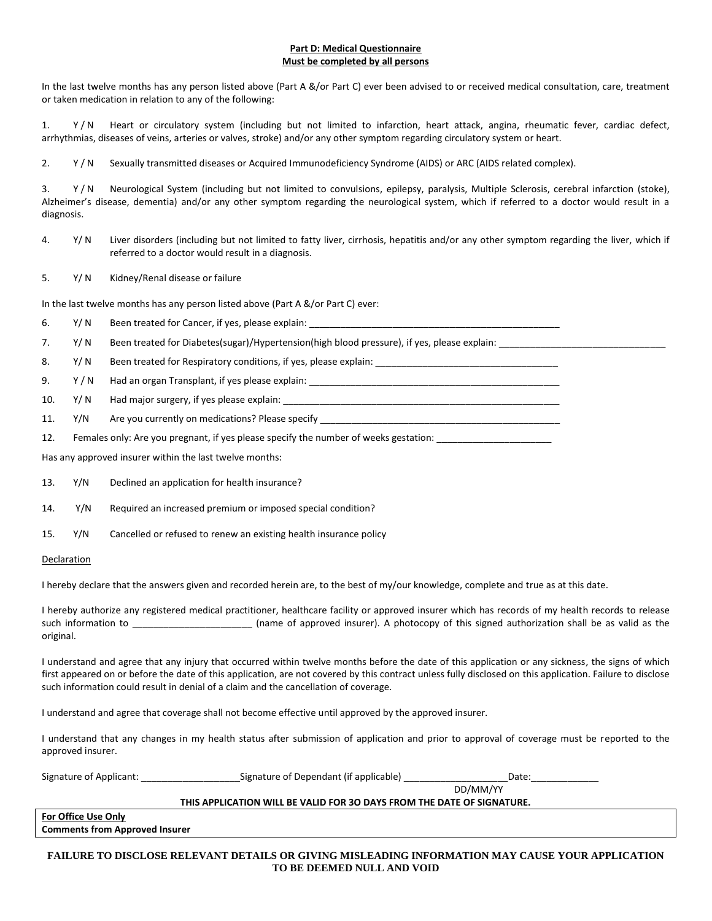**Part D: Medical Questionnaire**
**Must be completed by all persons**

In the last twelve months has any person listed above (Part A &/or Part C) ever been advised to or received medical consultation, care, treatment or taken medication in relation to any of the following:

1. Y / N Heart or circulatory system (including but not limited to infarction, heart attack, angina, rheumatic fever, cardiac defect, arrhythmias, diseases of veins, arteries or valves, stroke) and/or any other symptom regarding circulatory system or heart.

2. Y / N Sexually transmitted diseases or Acquired Immunodeficiency Syndrome (AIDS) or ARC (AIDS related complex).

3. Y / N Neurological System (including but not limited to convulsions, epilepsy, paralysis, Multiple Sclerosis, cerebral infarction (stoke), Alzheimer's disease, dementia) and/or any other symptom regarding the neurological system, which if referred to a doctor would result in a diagnosis.

4. Y/ N Liver disorders (including but not limited to fatty liver, cirrhosis, hepatitis and/or any other symptom regarding the liver, which if referred to a doctor would result in a diagnosis.

5. Y/ N Kidney/Renal disease or failure

In the last twelve months has any person listed above (Part A &/or Part C) ever:

6. Y/ N Been treated for Cancer, if yes, please explain: ___________________________________________________

7. Y/ N Been treated for Diabetes(sugar)/Hypertension(high blood pressure), if yes, please explain: _________________________________

8. Y/ N Been treated for Respiratory conditions, if yes, please explain: ____________________________________

9. Y / N Had an organ Transplant, if yes please explain: ___________________________________________________

10. Y/ N Had major surgery, if yes please explain: ________________________________________________________

11. Y/N Are you currently on medications? Please specify _________________________________________________

12. Females only: Are you pregnant, if yes please specify the number of weeks gestation: ______________________

Has any approved insurer within the last twelve months:

13. Y/N Declined an application for health insurance?

14. Y/N Required an increased premium or imposed special condition?

15. Y/N Cancelled or refused to renew an existing health insurance policy

Declaration

I hereby declare that the answers given and recorded herein are, to the best of my/our knowledge, complete and true as at this date.

I hereby authorize any registered medical practitioner, healthcare facility or approved insurer which has records of my health records to release such information to ______________________ (name of approved insurer). A photocopy of this signed authorization shall be as valid as the original.

I understand and agree that any injury that occurred within twelve months before the date of this application or any sickness, the signs of which first appeared on or before the date of this application, are not covered by this contract unless fully disclosed on this application. Failure to disclose such information could result in denial of a claim and the cancellation of coverage.

I understand and agree that coverage shall not become effective until approved by the approved insurer.

I understand that any changes in my health status after submission of application and prior to approval of coverage must be reported to the approved insurer.

Signature of Applicant: ___________________ Signature of Dependant (if applicable) ____________________ Date: _____________
DD/MM/YY

**THIS APPLICATION WILL BE VALID FOR 3O DAYS FROM THE DATE OF SIGNATURE.**

**For Office Use Only**
**Comments from Approved Insurer**

**FAILURE TO DISCLOSE RELEVANT DETAILS OR GIVING MISLEADING INFORMATION MAY CAUSE YOUR APPLICATION TO BE DEEMED NULL AND VOID**